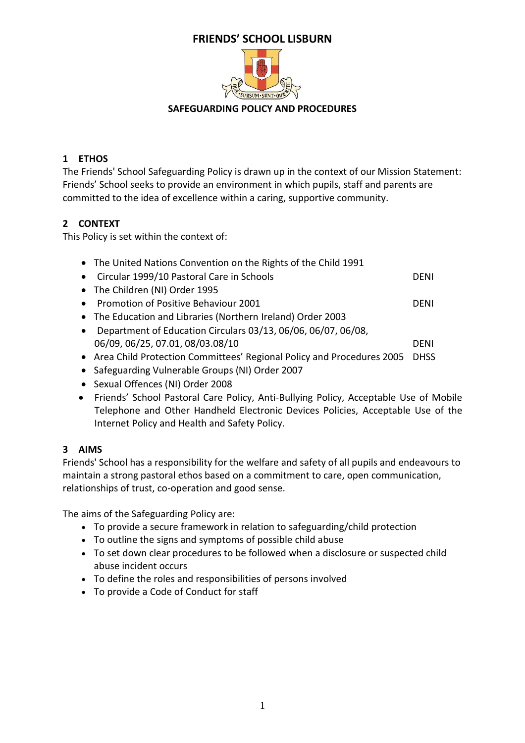# FRIENDS' SCHOOL LISBURN

## SAFEGUARDING POLICY AND PROCEDURES

### 1 ETHOS

The Friends' School Safeguarding Policy is drawn up in the context of our Mission Statement: Friends' School seeks to provide an environment in which pupils, staff and parents are committed to the idea of excellence within a caring, supportive community.

### 2 CONTEXT

This Policy is set within the context of:

- The United Nations Convention on the Rights of the Child 1991
- Circular 1999/10 Pastoral Care in Schools — DENI
- The Children (NI) Order 1995
- Promotion of Positive Behaviour 2001 — DENI
- The Education and Libraries (Northern Ireland) Order 2003
- Department of Education Circulars 03/13, 06/06, 06/07, 06/08, 06/09, 06/25, 07.01, 08/03.08/10 — DENI
- Area Child Protection Committees' Regional Policy and Procedures 2005 — DHSS
- Safeguarding Vulnerable Groups (NI) Order 2007
- Sexual Offences (NI) Order 2008
- Friends' School Pastoral Care Policy, Anti-Bullying Policy, Acceptable Use of Mobile Telephone and Other Handheld Electronic Devices Policies, Acceptable Use of the Internet Policy and Health and Safety Policy.

### 3 AIMS

Friends' School has a responsibility for the welfare and safety of all pupils and endeavours to maintain a strong pastoral ethos based on a commitment to care, open communication, relationships of trust, co-operation and good sense.

The aims of the Safeguarding Policy are:

- To provide a secure framework in relation to safeguarding/child protection
- To outline the signs and symptoms of possible child abuse
- To set down clear procedures to be followed when a disclosure or suspected child abuse incident occurs
- To define the roles and responsibilities of persons involved
- To provide a Code of Conduct for staff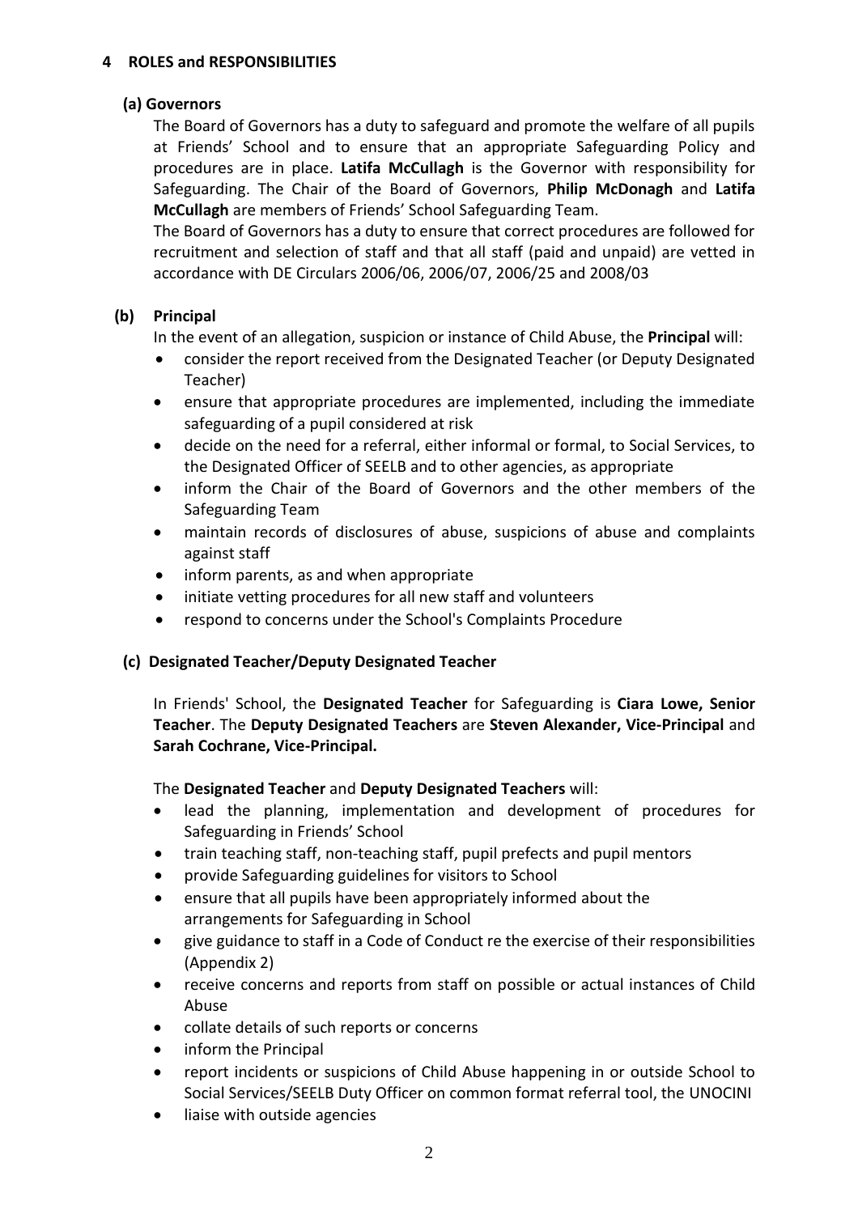## 4 ROLES and RESPONSIBILITIES

### (a) Governors

The Board of Governors has a duty to safeguard and promote the welfare of all pupils at Friends' School and to ensure that an appropriate Safeguarding Policy and procedures are in place. **Latifa McCullagh** is the Governor with responsibility for Safeguarding. The Chair of the Board of Governors, **Philip McDonagh** and **Latifa McCullagh** are members of Friends' School Safeguarding Team.

The Board of Governors has a duty to ensure that correct procedures are followed for recruitment and selection of staff and that all staff (paid and unpaid) are vetted in accordance with DE Circulars 2006/06, 2006/07, 2006/25 and 2008/03

### (b) Principal

In the event of an allegation, suspicion or instance of Child Abuse, the **Principal** will:

- consider the report received from the Designated Teacher (or Deputy Designated Teacher)
- ensure that appropriate procedures are implemented, including the immediate safeguarding of a pupil considered at risk
- decide on the need for a referral, either informal or formal, to Social Services, to the Designated Officer of SEELB and to other agencies, as appropriate
- inform the Chair of the Board of Governors and the other members of the Safeguarding Team
- maintain records of disclosures of abuse, suspicions of abuse and complaints against staff
- inform parents, as and when appropriate
- initiate vetting procedures for all new staff and volunteers
- respond to concerns under the School's Complaints Procedure

### (c) Designated Teacher/Deputy Designated Teacher

In Friends' School, the **Designated Teacher** for Safeguarding is **Ciara Lowe, Senior Teacher**. The **Deputy Designated Teachers** are **Steven Alexander, Vice-Principal** and **Sarah Cochrane, Vice-Principal.**

The **Designated Teacher** and **Deputy Designated Teachers** will:

- lead the planning, implementation and development of procedures for Safeguarding in Friends' School
- train teaching staff, non-teaching staff, pupil prefects and pupil mentors
- provide Safeguarding guidelines for visitors to School
- ensure that all pupils have been appropriately informed about the arrangements for Safeguarding in School
- give guidance to staff in a Code of Conduct re the exercise of their responsibilities (Appendix 2)
- receive concerns and reports from staff on possible or actual instances of Child Abuse
- collate details of such reports or concerns
- inform the Principal
- report incidents or suspicions of Child Abuse happening in or outside School to Social Services/SEELB Duty Officer on common format referral tool, the UNOCINI
- liaise with outside agencies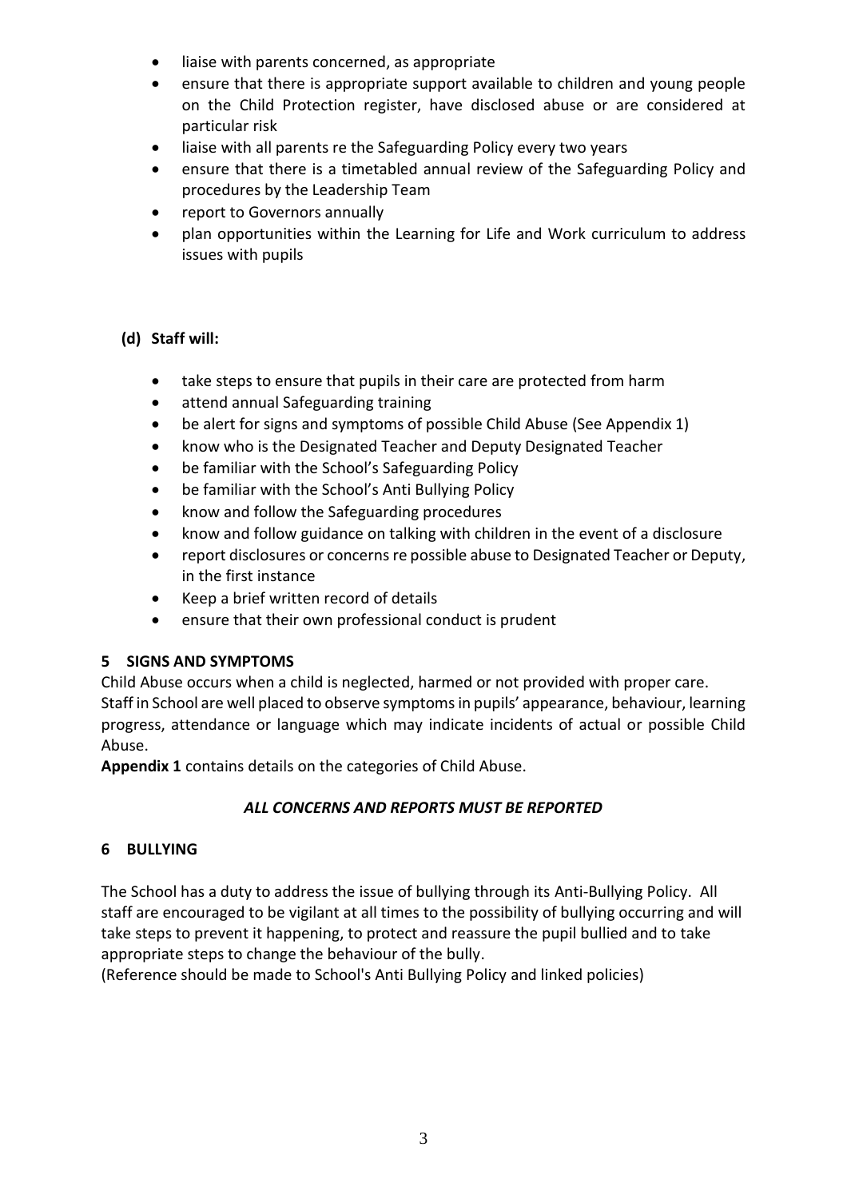- liaise with parents concerned, as appropriate
- ensure that there is appropriate support available to children and young people on the Child Protection register, have disclosed abuse or are considered at particular risk
- liaise with all parents re the Safeguarding Policy every two years
- ensure that there is a timetabled annual review of the Safeguarding Policy and procedures by the Leadership Team
- report to Governors annually
- plan opportunities within the Learning for Life and Work curriculum to address issues with pupils

**(d) Staff will:**

- take steps to ensure that pupils in their care are protected from harm
- attend annual Safeguarding training
- be alert for signs and symptoms of possible Child Abuse (See Appendix 1)
- know who is the Designated Teacher and Deputy Designated Teacher
- be familiar with the School's Safeguarding Policy
- be familiar with the School's Anti Bullying Policy
- know and follow the Safeguarding procedures
- know and follow guidance on talking with children in the event of a disclosure
- report disclosures or concerns re possible abuse to Designated Teacher or Deputy, in the first instance
- Keep a brief written record of details
- ensure that their own professional conduct is prudent

## 5 SIGNS AND SYMPTOMS

Child Abuse occurs when a child is neglected, harmed or not provided with proper care. Staff in School are well placed to observe symptoms in pupils' appearance, behaviour, learning progress, attendance or language which may indicate incidents of actual or possible Child Abuse.

**Appendix 1** contains details on the categories of Child Abuse.

***ALL CONCERNS AND REPORTS MUST BE REPORTED***

## 6 BULLYING

The School has a duty to address the issue of bullying through its Anti-Bullying Policy. All staff are encouraged to be vigilant at all times to the possibility of bullying occurring and will take steps to prevent it happening, to protect and reassure the pupil bullied and to take appropriate steps to change the behaviour of the bully.
(Reference should be made to School's Anti Bullying Policy and linked policies)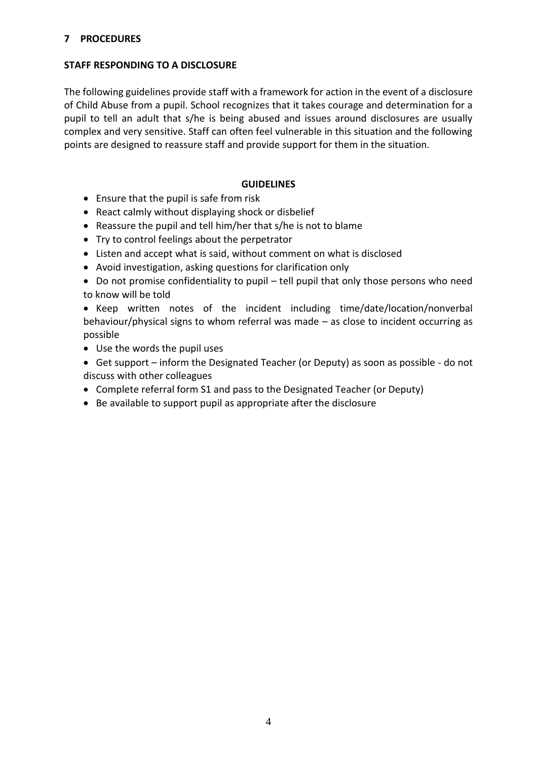## 7 PROCEDURES

### STAFF RESPONDING TO A DISCLOSURE

The following guidelines provide staff with a framework for action in the event of a disclosure of Child Abuse from a pupil. School recognizes that it takes courage and determination for a pupil to tell an adult that s/he is being abused and issues around disclosures are usually complex and very sensitive. Staff can often feel vulnerable in this situation and the following points are designed to reassure staff and provide support for them in the situation.

**GUIDELINES**

- Ensure that the pupil is safe from risk
- React calmly without displaying shock or disbelief
- Reassure the pupil and tell him/her that s/he is not to blame
- Try to control feelings about the perpetrator
- Listen and accept what is said, without comment on what is disclosed
- Avoid investigation, asking questions for clarification only
- Do not promise confidentiality to pupil – tell pupil that only those persons who need to know will be told
- Keep written notes of the incident including time/date/location/nonverbal behaviour/physical signs to whom referral was made – as close to incident occurring as possible
- Use the words the pupil uses
- Get support – inform the Designated Teacher (or Deputy) as soon as possible - do not discuss with other colleagues
- Complete referral form S1 and pass to the Designated Teacher (or Deputy)
- Be available to support pupil as appropriate after the disclosure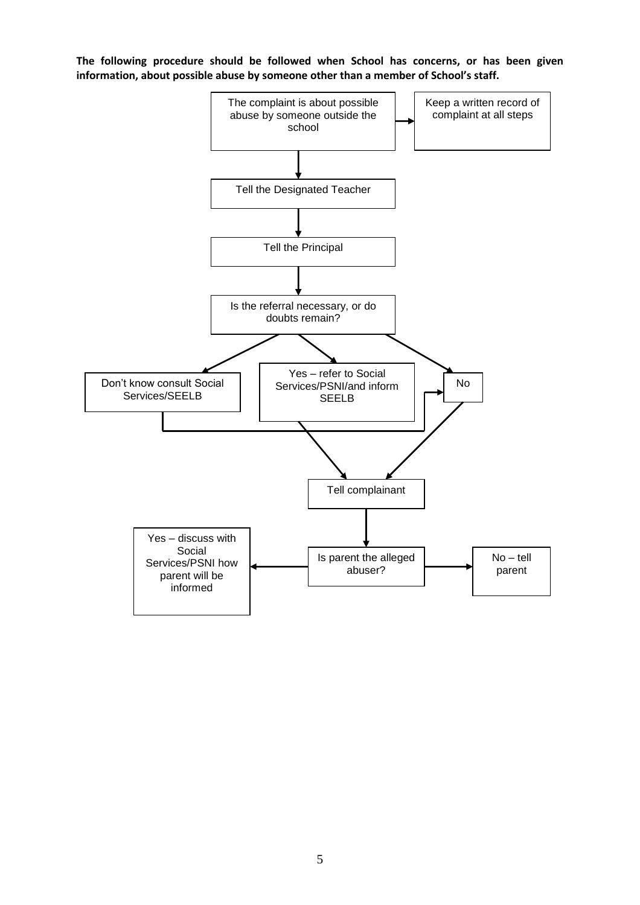**The following procedure should be followed when School has concerns, or has been given information, about possible abuse by someone other than a member of School's staff.**

The complaint is about possible abuse by someone outside the school

Keep a written record of complaint at all steps

Tell the Designated Teacher

Tell the Principal

Is the referral necessary, or do doubts remain?

Don't know consult Social Services/SEELB

Yes – refer to Social Services/PSNI/and inform SEELB

No

Tell complainant

Is parent the alleged abuser?

Yes – discuss with Social Services/PSNI how parent will be informed

No – tell parent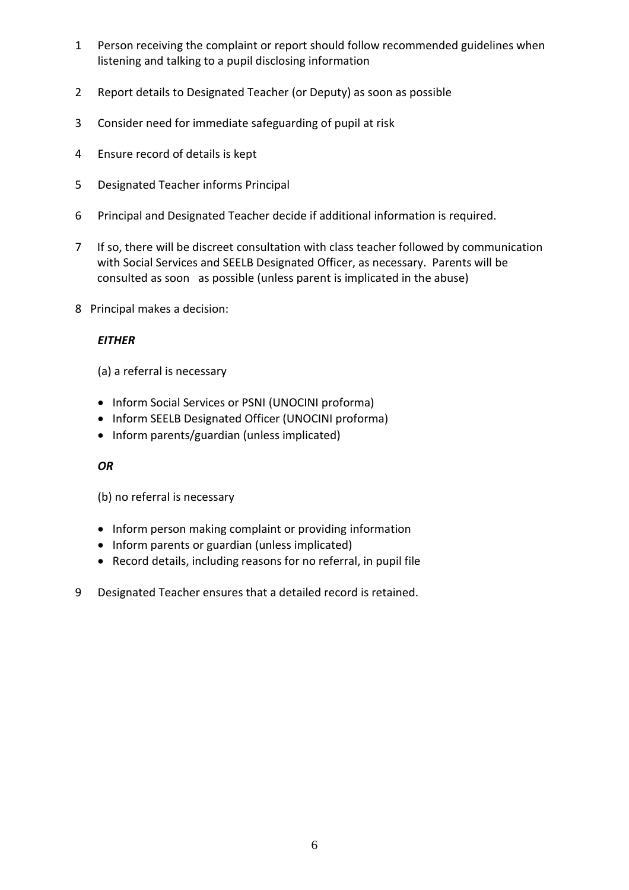1. Person receiving the complaint or report should follow recommended guidelines when listening and talking to a pupil disclosing information

2. Report details to Designated Teacher (or Deputy) as soon as possible

3. Consider need for immediate safeguarding of pupil at risk

4. Ensure record of details is kept

5. Designated Teacher informs Principal

6. Principal and Designated Teacher decide if additional information is required.

7. If so, there will be discreet consultation with class teacher followed by communication with Social Services and SEELB Designated Officer, as necessary. Parents will be consulted as soon as possible (unless parent is implicated in the abuse)

8. Principal makes a decision:

   ***EITHER***

   (a) a referral is necessary

   - Inform Social Services or PSNI (UNOCINI proforma)
   - Inform SEELB Designated Officer (UNOCINI proforma)
   - Inform parents/guardian (unless implicated)

   ***OR***

   (b) no referral is necessary

   - Inform person making complaint or providing information
   - Inform parents or guardian (unless implicated)
   - Record details, including reasons for no referral, in pupil file

9. Designated Teacher ensures that a detailed record is retained.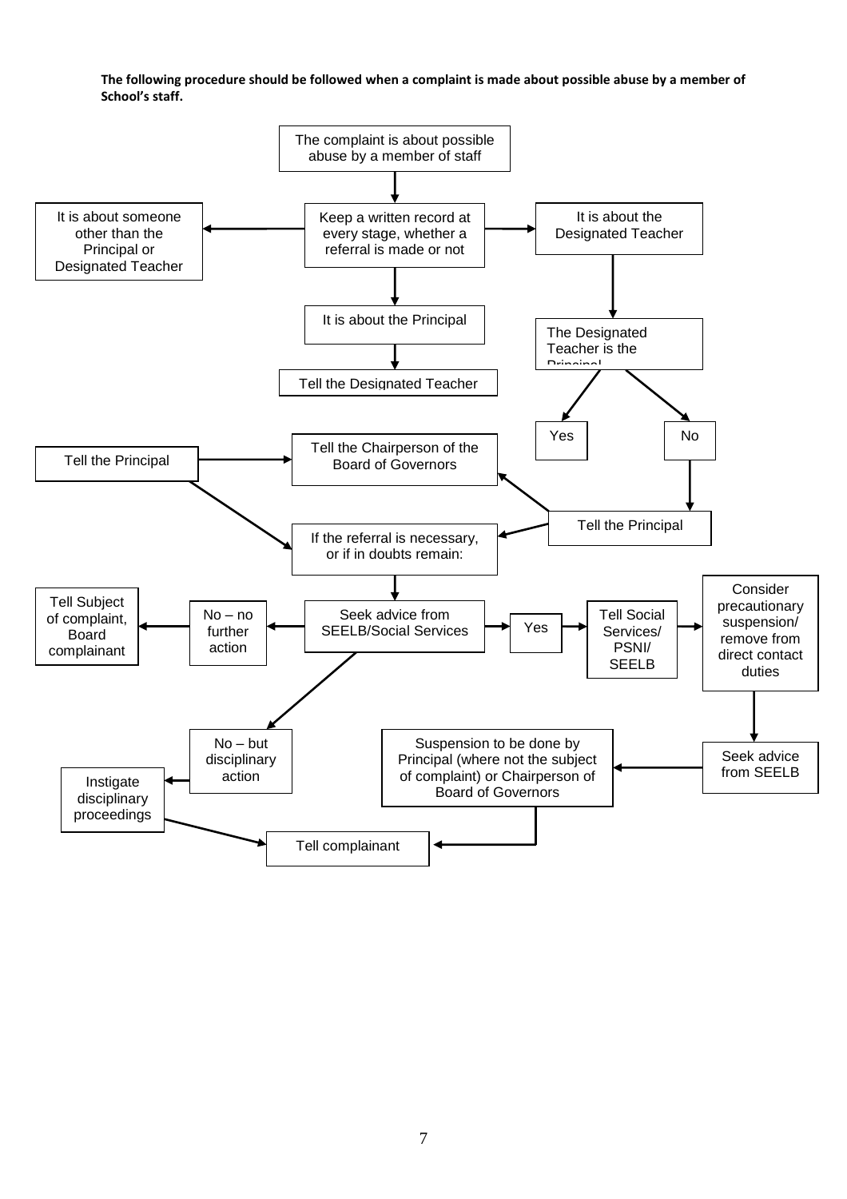**The following procedure should be followed when a complaint is made about possible abuse by a member of School's staff.**

The complaint is about possible abuse by a member of staff

Keep a written record at every stage, whether a referral is made or not

It is about someone other than the Principal or Designated Teacher

It is about the Designated Teacher

It is about the Principal

Tell the Designated Teacher

The Designated Teacher is the Principal

Yes

No

Tell the Principal

Tell the Chairperson of the Board of Governors

Tell the Principal

If the referral is necessary, or if in doubts remain:

Seek advice from SEELB/Social Services

No – no further action

Tell Subject of complaint, Board complainant

Yes

Tell Social Services/ PSNI/ SEELB

Consider precautionary suspension/ remove from direct contact duties

Seek advice from SEELB

Suspension to be done by Principal (where not the subject of complaint) or Chairperson of Board of Governors

No – but disciplinary action

Instigate disciplinary proceedings

Tell complainant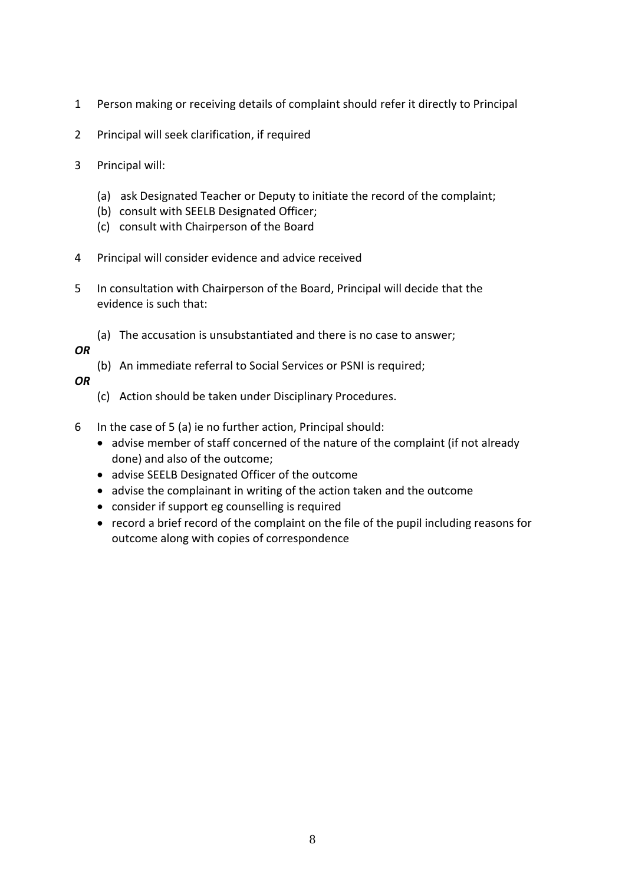1. Person making or receiving details of complaint should refer it directly to Principal

2. Principal will seek clarification, if required

3. Principal will:

   (a) ask Designated Teacher or Deputy to initiate the record of the complaint;
   (b) consult with SEELB Designated Officer;
   (c) consult with Chairperson of the Board

4. Principal will consider evidence and advice received

5. In consultation with Chairperson of the Board, Principal will decide that the evidence is such that:

   (a) The accusation is unsubstantiated and there is no case to answer;

   ***OR***

   (b) An immediate referral to Social Services or PSNI is required;

   ***OR***

   (c) Action should be taken under Disciplinary Procedures.

6. In the case of 5 (a) ie no further action, Principal should:
   - advise member of staff concerned of the nature of the complaint (if not already done) and also of the outcome;
   - advise SEELB Designated Officer of the outcome
   - advise the complainant in writing of the action taken and the outcome
   - consider if support eg counselling is required
   - record a brief record of the complaint on the file of the pupil including reasons for outcome along with copies of correspondence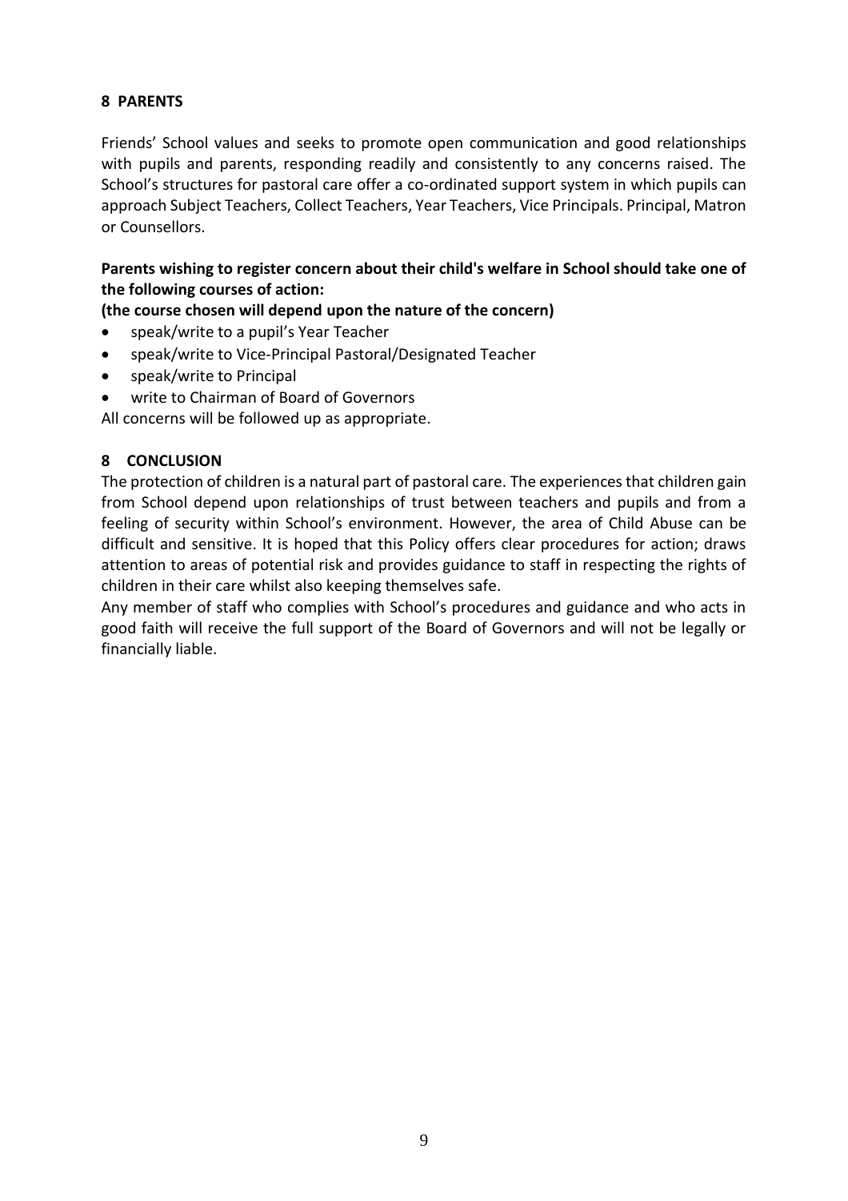## 8 PARENTS

Friends' School values and seeks to promote open communication and good relationships with pupils and parents, responding readily and consistently to any concerns raised. The School's structures for pastoral care offer a co-ordinated support system in which pupils can approach Subject Teachers, Collect Teachers, Year Teachers, Vice Principals. Principal, Matron or Counsellors.

**Parents wishing to register concern about their child's welfare in School should take one of the following courses of action:**

**(the course chosen will depend upon the nature of the concern)**

- speak/write to a pupil's Year Teacher
- speak/write to Vice-Principal Pastoral/Designated Teacher
- speak/write to Principal
- write to Chairman of Board of Governors

All concerns will be followed up as appropriate.

## 8 CONCLUSION

The protection of children is a natural part of pastoral care. The experiences that children gain from School depend upon relationships of trust between teachers and pupils and from a feeling of security within School's environment. However, the area of Child Abuse can be difficult and sensitive. It is hoped that this Policy offers clear procedures for action; draws attention to areas of potential risk and provides guidance to staff in respecting the rights of children in their care whilst also keeping themselves safe.

Any member of staff who complies with School's procedures and guidance and who acts in good faith will receive the full support of the Board of Governors and will not be legally or financially liable.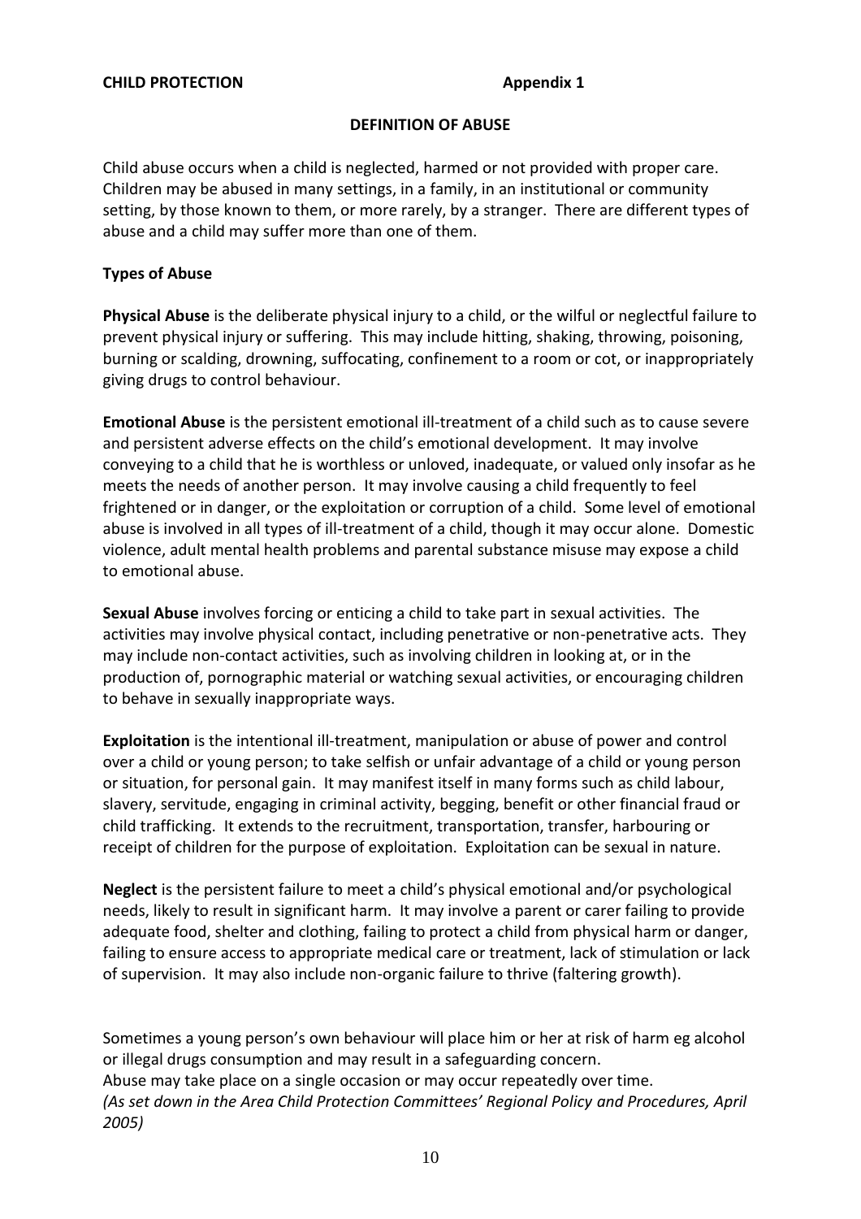**CHILD PROTECTION** **Appendix 1**

## DEFINITION OF ABUSE

Child abuse occurs when a child is neglected, harmed or not provided with proper care. Children may be abused in many settings, in a family, in an institutional or community setting, by those known to them, or more rarely, by a stranger. There are different types of abuse and a child may suffer more than one of them.

### Types of Abuse

**Physical Abuse** is the deliberate physical injury to a child, or the wilful or neglectful failure to prevent physical injury or suffering. This may include hitting, shaking, throwing, poisoning, burning or scalding, drowning, suffocating, confinement to a room or cot, or inappropriately giving drugs to control behaviour.

**Emotional Abuse** is the persistent emotional ill-treatment of a child such as to cause severe and persistent adverse effects on the child's emotional development. It may involve conveying to a child that he is worthless or unloved, inadequate, or valued only insofar as he meets the needs of another person. It may involve causing a child frequently to feel frightened or in danger, or the exploitation or corruption of a child. Some level of emotional abuse is involved in all types of ill-treatment of a child, though it may occur alone. Domestic violence, adult mental health problems and parental substance misuse may expose a child to emotional abuse.

**Sexual Abuse** involves forcing or enticing a child to take part in sexual activities. The activities may involve physical contact, including penetrative or non-penetrative acts. They may include non-contact activities, such as involving children in looking at, or in the production of, pornographic material or watching sexual activities, or encouraging children to behave in sexually inappropriate ways.

**Exploitation** is the intentional ill-treatment, manipulation or abuse of power and control over a child or young person; to take selfish or unfair advantage of a child or young person or situation, for personal gain. It may manifest itself in many forms such as child labour, slavery, servitude, engaging in criminal activity, begging, benefit or other financial fraud or child trafficking. It extends to the recruitment, transportation, transfer, harbouring or receipt of children for the purpose of exploitation. Exploitation can be sexual in nature.

**Neglect** is the persistent failure to meet a child's physical emotional and/or psychological needs, likely to result in significant harm. It may involve a parent or carer failing to provide adequate food, shelter and clothing, failing to protect a child from physical harm or danger, failing to ensure access to appropriate medical care or treatment, lack of stimulation or lack of supervision. It may also include non-organic failure to thrive (faltering growth).

Sometimes a young person's own behaviour will place him or her at risk of harm eg alcohol or illegal drugs consumption and may result in a safeguarding concern.
Abuse may take place on a single occasion or may occur repeatedly over time.
*(As set down in the Area Child Protection Committees' Regional Policy and Procedures, April 2005)*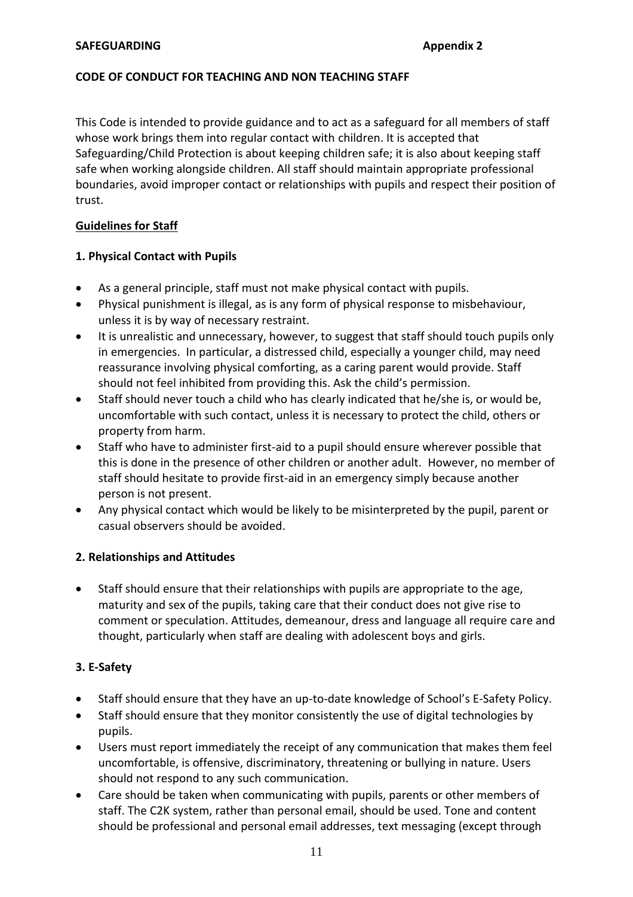**SAFEGUARDING** **Appendix 2**

**CODE OF CONDUCT FOR TEACHING AND NON TEACHING STAFF**

This Code is intended to provide guidance and to act as a safeguard for all members of staff whose work brings them into regular contact with children. It is accepted that Safeguarding/Child Protection is about keeping children safe; it is also about keeping staff safe when working alongside children. All staff should maintain appropriate professional boundaries, avoid improper contact or relationships with pupils and respect their position of trust.

**Guidelines for Staff**

**1. Physical Contact with Pupils**

- As a general principle, staff must not make physical contact with pupils.
- Physical punishment is illegal, as is any form of physical response to misbehaviour, unless it is by way of necessary restraint.
- It is unrealistic and unnecessary, however, to suggest that staff should touch pupils only in emergencies. In particular, a distressed child, especially a younger child, may need reassurance involving physical comforting, as a caring parent would provide. Staff should not feel inhibited from providing this. Ask the child's permission.
- Staff should never touch a child who has clearly indicated that he/she is, or would be, uncomfortable with such contact, unless it is necessary to protect the child, others or property from harm.
- Staff who have to administer first-aid to a pupil should ensure wherever possible that this is done in the presence of other children or another adult. However, no member of staff should hesitate to provide first-aid in an emergency simply because another person is not present.
- Any physical contact which would be likely to be misinterpreted by the pupil, parent or casual observers should be avoided.

**2. Relationships and Attitudes**

- Staff should ensure that their relationships with pupils are appropriate to the age, maturity and sex of the pupils, taking care that their conduct does not give rise to comment or speculation. Attitudes, demeanour, dress and language all require care and thought, particularly when staff are dealing with adolescent boys and girls.

**3. E-Safety**

- Staff should ensure that they have an up-to-date knowledge of School's E-Safety Policy.
- Staff should ensure that they monitor consistently the use of digital technologies by pupils.
- Users must report immediately the receipt of any communication that makes them feel uncomfortable, is offensive, discriminatory, threatening or bullying in nature. Users should not respond to any such communication.
- Care should be taken when communicating with pupils, parents or other members of staff. The C2K system, rather than personal email, should be used. Tone and content should be professional and personal email addresses, text messaging (except through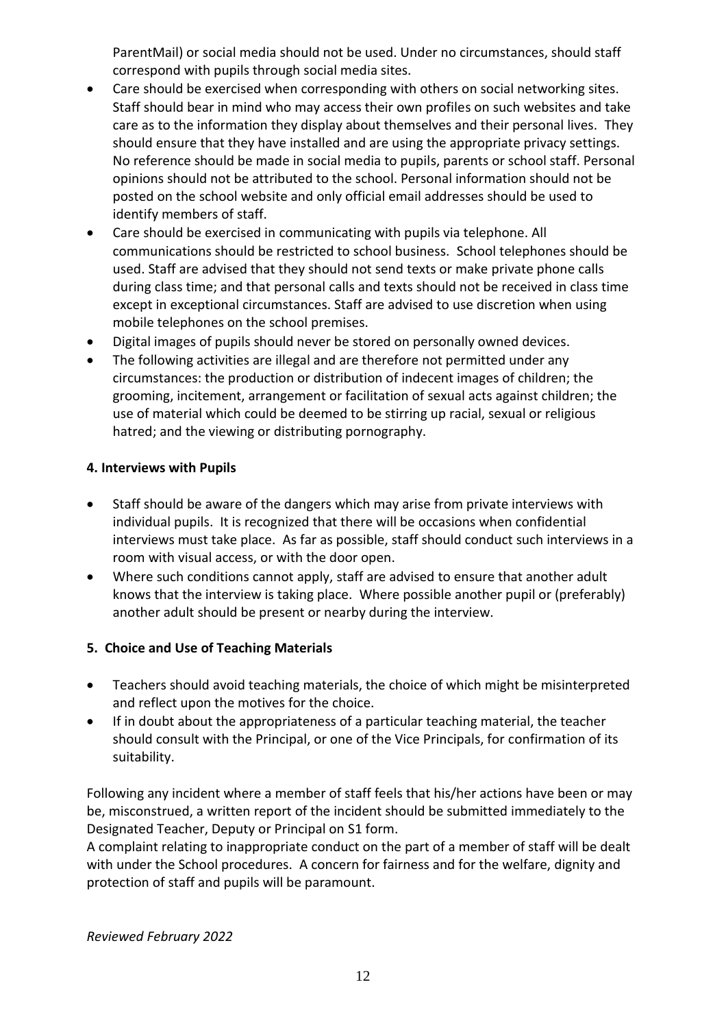ParentMail) or social media should not be used. Under no circumstances, should staff correspond with pupils through social media sites.

- Care should be exercised when corresponding with others on social networking sites. Staff should bear in mind who may access their own profiles on such websites and take care as to the information they display about themselves and their personal lives. They should ensure that they have installed and are using the appropriate privacy settings. No reference should be made in social media to pupils, parents or school staff. Personal opinions should not be attributed to the school. Personal information should not be posted on the school website and only official email addresses should be used to identify members of staff.
- Care should be exercised in communicating with pupils via telephone. All communications should be restricted to school business. School telephones should be used. Staff are advised that they should not send texts or make private phone calls during class time; and that personal calls and texts should not be received in class time except in exceptional circumstances. Staff are advised to use discretion when using mobile telephones on the school premises.
- Digital images of pupils should never be stored on personally owned devices.
- The following activities are illegal and are therefore not permitted under any circumstances: the production or distribution of indecent images of children; the grooming, incitement, arrangement or facilitation of sexual acts against children; the use of material which could be deemed to be stirring up racial, sexual or religious hatred; and the viewing or distributing pornography.

**4. Interviews with Pupils**

- Staff should be aware of the dangers which may arise from private interviews with individual pupils. It is recognized that there will be occasions when confidential interviews must take place. As far as possible, staff should conduct such interviews in a room with visual access, or with the door open.
- Where such conditions cannot apply, staff are advised to ensure that another adult knows that the interview is taking place. Where possible another pupil or (preferably) another adult should be present or nearby during the interview.

**5. Choice and Use of Teaching Materials**

- Teachers should avoid teaching materials, the choice of which might be misinterpreted and reflect upon the motives for the choice.
- If in doubt about the appropriateness of a particular teaching material, the teacher should consult with the Principal, or one of the Vice Principals, for confirmation of its suitability.

Following any incident where a member of staff feels that his/her actions have been or may be, misconstrued, a written report of the incident should be submitted immediately to the Designated Teacher, Deputy or Principal on S1 form.
A complaint relating to inappropriate conduct on the part of a member of staff will be dealt with under the School procedures. A concern for fairness and for the welfare, dignity and protection of staff and pupils will be paramount.

*Reviewed February 2022*